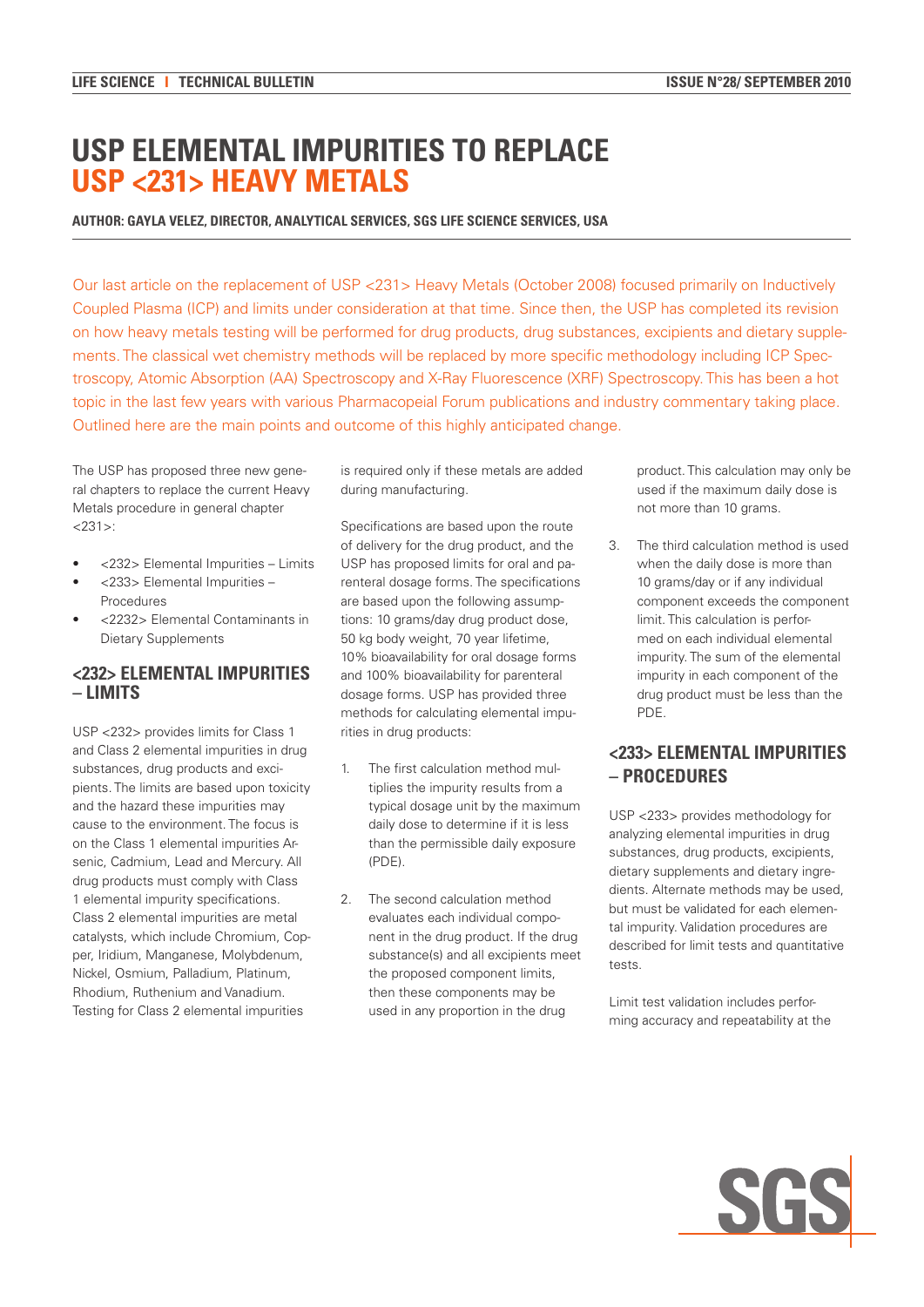# USP ELEMENTAL IMPURITIES TO REPLACE USP <231> HEAVY METALS

**AUTHOR: GAYLA VELEZ, DIRECTOR, ANALYTICAL SERVICES, SGS LIFE SCIENCE SERVICES, USA**

Our last article on the replacement of USP <231> Heavy Metals (October 2008) focused primarily on Inductively Coupled Plasma (ICP) and limits under consideration at that time. Since then, the USP has completed its revision on how heavy metals testing will be performed for drug products, drug substances, excipients and dietary supplements. The classical wet chemistry methods will be replaced by more specific methodology including ICP Spectroscopy, Atomic Absorption (AA) Spectroscopy and X-Ray Fluorescence (XRF) Spectroscopy. This has been a hot topic in the last few years with various Pharmacopeial Forum publications and industry commentary taking place. Outlined here are the main points and outcome of this highly anticipated change.

The USP has proposed three new general chapters to replace the current Heavy Metals procedure in general chapter <231>:

- <232> Elemental Impurities – Limits
- <233> Elemental Impurities – Procedures
- <2232> Elemental Contaminants in Dietary Supplements

## <232> ELEMENTAL IMPURITIES – LIMITS

USP <232> provides limits for Class 1 and Class 2 elemental impurities in drug substances, drug products and excipients. The limits are based upon toxicity and the hazard these impurities may cause to the environment. The focus is on the Class 1 elemental impurities Arsenic, Cadmium, Lead and Mercury. All drug products must comply with Class 1 elemental impurity specifications. Class 2 elemental impurities are metal catalysts, which include Chromium, Copper, Iridium, Manganese, Molybdenum, Nickel, Osmium, Palladium, Platinum, Rhodium, Ruthenium and Vanadium. Testing for Class 2 elemental impurities is required only if these metals are added during manufacturing.

Specifications are based upon the route of delivery for the drug product, and the USP has proposed limits for oral and parenteral dosage forms. The specifications are based upon the following assumptions: 10 grams/day drug product dose, 50 kg body weight, 70 year lifetime, 10% bioavailability for oral dosage forms and 100% bioavailability for parenteral dosage forms. USP has provided three methods for calculating elemental impurities in drug products:

1. The first calculation method multiplies the impurity results from a typical dosage unit by the maximum daily dose to determine if it is less than the permissible daily exposure (PDE).

2. The second calculation method evaluates each individual component in the drug product. If the drug substance(s) and all excipients meet the proposed component limits, then these components may be used in any proportion in the drug product. This calculation may only be used if the maximum daily dose is not more than 10 grams.

3. The third calculation method is used when the daily dose is more than 10 grams/day or if any individual component exceeds the component limit. This calculation is performed on each individual elemental impurity. The sum of the elemental impurity in each component of the drug product must be less than the PDE.

## <233> ELEMENTAL IMPURITIES – PROCEDURES

USP <233> provides methodology for analyzing elemental impurities in drug substances, drug products, excipients, dietary supplements and dietary ingredients. Alternate methods may be used, but must be validated for each elemental impurity. Validation procedures are described for limit tests and quantitative tests.

Limit test validation includes performing accuracy and repeatability at the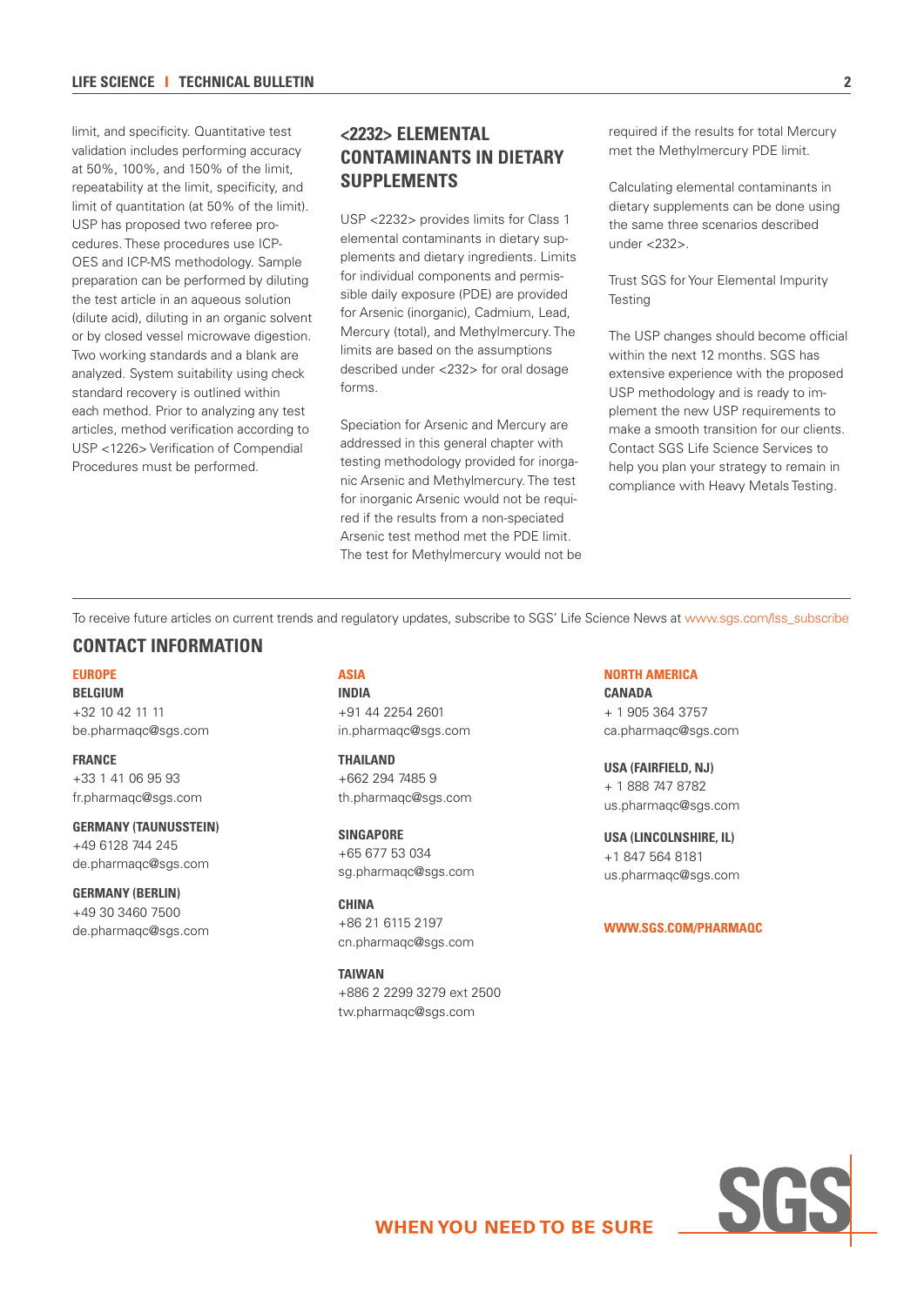limit, and specificity. Quantitative test validation includes performing accuracy at 50%, 100%, and 150% of the limit, repeatability at the limit, specificity, and limit of quantitation (at 50% of the limit). USP has proposed two referee procedures. These procedures use ICP-OES and ICP-MS methodology. Sample preparation can be performed by diluting the test article in an aqueous solution (dilute acid), diluting in an organic solvent or by closed vessel microwave digestion. Two working standards and a blank are analyzed. System suitability using check standard recovery is outlined within each method. Prior to analyzing any test articles, method verification according to USP <1226> Verification of Compendial Procedures must be performed.

## <2232> ELEMENTAL CONTAMINANTS IN DIETARY SUPPLEMENTS

USP <2232> provides limits for Class 1 elemental contaminants in dietary supplements and dietary ingredients. Limits for individual components and permissible daily exposure (PDE) are provided for Arsenic (inorganic), Cadmium, Lead, Mercury (total), and Methylmercury. The limits are based on the assumptions described under <232> for oral dosage forms.

Speciation for Arsenic and Mercury are addressed in this general chapter with testing methodology provided for inorganic Arsenic and Methylmercury. The test for inorganic Arsenic would not be required if the results from a non-speciated Arsenic test method met the PDE limit. The test for Methylmercury would not be required if the results for total Mercury met the Methylmercury PDE limit.

Calculating elemental contaminants in dietary supplements can be done using the same three scenarios described under <232>.

Trust SGS for Your Elemental Impurity Testing

The USP changes should become official within the next 12 months. SGS has extensive experience with the proposed USP methodology and is ready to implement the new USP requirements to make a smooth transition for our clients. Contact SGS Life Science Services to help you plan your strategy to remain in compliance with Heavy Metals Testing.

To receive future articles on current trends and regulatory updates, subscribe to SGS' Life Science News at www.sgs.com/lss_subscribe

## CONTACT INFORMATION

### EUROPE

**BELGIUM**
+32 10 42 11 11
be.pharmaqc@sgs.com

**FRANCE**
+33 1 41 06 95 93
fr.pharmaqc@sgs.com

**GERMANY (TAUNUSSTEIN)**
+49 6128 744 245
de.pharmaqc@sgs.com

**GERMANY (BERLIN)**
+49 30 3460 7500
de.pharmaqc@sgs.com

### ASIA

**INDIA**
+91 44 2254 2601
in.pharmaqc@sgs.com

**THAILAND**
+662 294 7485 9
th.pharmaqc@sgs.com

**SINGAPORE**
+65 677 53 034
sg.pharmaqc@sgs.com

**CHINA**
+86 21 6115 2197
cn.pharmaqc@sgs.com

**TAIWAN**
+886 2 2299 3279 ext 2500
tw.pharmaqc@sgs.com

### NORTH AMERICA

**CANADA**
+ 1 905 364 3757
ca.pharmaqc@sgs.com

**USA (FAIRFIELD, NJ)**
+ 1 888 747 8782
us.pharmaqc@sgs.com

**USA (LINCOLNSHIRE, IL)**
+1 847 564 8181
us.pharmaqc@sgs.com

**WWW.SGS.COM/PHARMAQC**

WHEN YOU NEED TO BE SURE

SGS